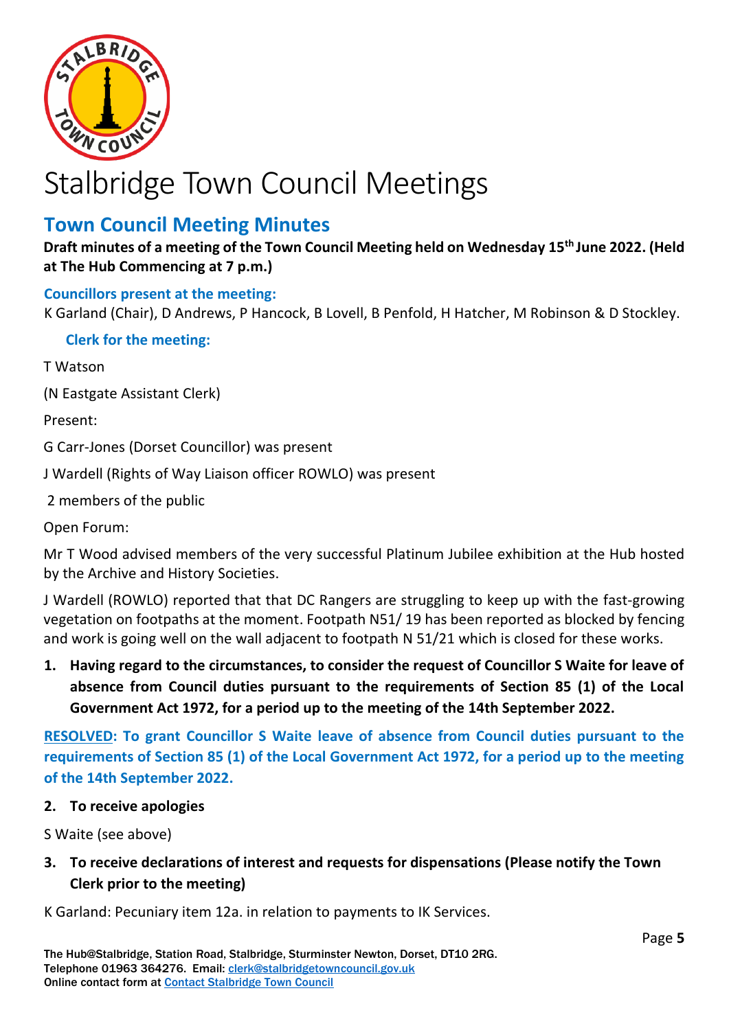# Stalbridge Town Council Meetings

## Town Council Meeting Minutes

**Draft minutes of a meeting of the Town Council Meeting held on Wednesday 15th June 2022. (Held at The Hub Commencing at 7 p.m.)**

### Councillors present at the meeting:

K Garland (Chair), D Andrews, P Hancock, B Lovell, B Penfold, H Hatcher, M Robinson & D Stockley.

### Clerk for the meeting:

T Watson

(N Eastgate Assistant Clerk)

Present:

G Carr-Jones (Dorset Councillor) was present

J Wardell (Rights of Way Liaison officer ROWLO) was present

2 members of the public

Open Forum:

Mr T Wood advised members of the very successful Platinum Jubilee exhibition at the Hub hosted by the Archive and History Societies.

J Wardell (ROWLO) reported that that DC Rangers are struggling to keep up with the fast-growing vegetation on footpaths at the moment. Footpath N51/ 19 has been reported as blocked by fencing and work is going well on the wall adjacent to footpath N 51/21 which is closed for these works.

1. **Having regard to the circumstances, to consider the request of Councillor S Waite for leave of absence from Council duties pursuant to the requirements of Section 85 (1) of the Local Government Act 1972, for a period up to the meeting of the 14th September 2022.**

**RESOLVED: To grant Councillor S Waite leave of absence from Council duties pursuant to the requirements of Section 85 (1) of the Local Government Act 1972, for a period up to the meeting of the 14th September 2022.**

2. **To receive apologies**

S Waite (see above)

3. **To receive declarations of interest and requests for dispensations (Please notify the Town Clerk prior to the meeting)**

K Garland: Pecuniary item 12a. in relation to payments to IK Services.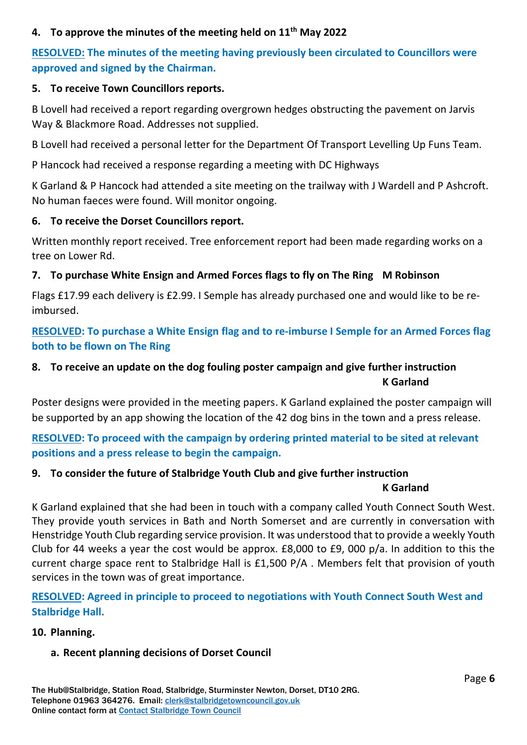**4. To approve the minutes of the meeting held on 11th May 2022**

**RESOLVED: The minutes of the meeting having previously been circulated to Councillors were approved and signed by the Chairman.**

**5. To receive Town Councillors reports.**

B Lovell had received a report regarding overgrown hedges obstructing the pavement on Jarvis Way & Blackmore Road. Addresses not supplied.

B Lovell had received a personal letter for the Department Of Transport Levelling Up Funs Team.

P Hancock had received a response regarding a meeting with DC Highways

K Garland & P Hancock had attended a site meeting on the trailway with J Wardell and P Ashcroft. No human faeces were found. Will monitor ongoing.

**6. To receive the Dorset Councillors report.**

Written monthly report received. Tree enforcement report had been made regarding works on a tree on Lower Rd.

**7. To purchase White Ensign and Armed Forces flags to fly on The Ring M Robinson**

Flags £17.99 each delivery is £2.99. I Semple has already purchased one and would like to be re-imbursed.

**RESOLVED: To purchase a White Ensign flag and to re-imburse I Semple for an Armed Forces flag both to be flown on The Ring**

**8. To receive an update on the dog fouling poster campaign and give further instruction K Garland**

Poster designs were provided in the meeting papers. K Garland explained the poster campaign will be supported by an app showing the location of the 42 dog bins in the town and a press release.

**RESOLVED: To proceed with the campaign by ordering printed material to be sited at relevant positions and a press release to begin the campaign.**

**9. To consider the future of Stalbridge Youth Club and give further instruction K Garland**

K Garland explained that she had been in touch with a company called Youth Connect South West. They provide youth services in Bath and North Somerset and are currently in conversation with Henstridge Youth Club regarding service provision. It was understood that to provide a weekly Youth Club for 44 weeks a year the cost would be approx. £8,000 to £9, 000 p/a. In addition to this the current charge space rent to Stalbridge Hall is £1,500 P/A . Members felt that provision of youth services in the town was of great importance.

**RESOLVED: Agreed in principle to proceed to negotiations with Youth Connect South West and Stalbridge Hall.**

**10. Planning.**

**a. Recent planning decisions of Dorset Council**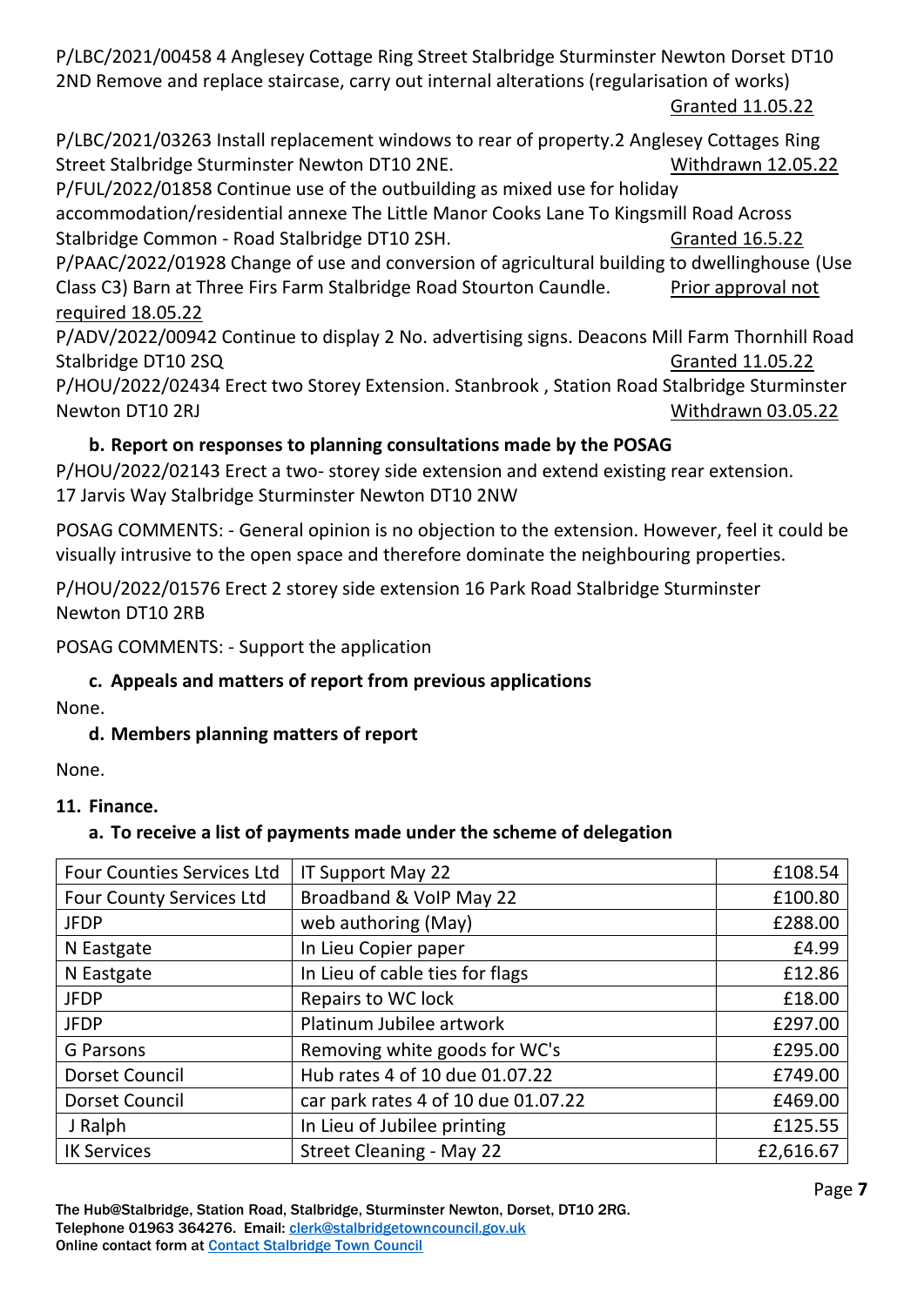P/LBC/2021/00458 4 Anglesey Cottage Ring Street Stalbridge Sturminster Newton Dorset DT10 2ND Remove and replace staircase, carry out internal alterations (regularisation of works) Granted 11.05.22

P/LBC/2021/03263 Install replacement windows to rear of property.2 Anglesey Cottages Ring Street Stalbridge Sturminster Newton DT10 2NE. Withdrawn 12.05.22

P/FUL/2022/01858 Continue use of the outbuilding as mixed use for holiday accommodation/residential annexe The Little Manor Cooks Lane To Kingsmill Road Across Stalbridge Common - Road Stalbridge DT10 2SH. Granted 16.5.22

P/PAAC/2022/01928 Change of use and conversion of agricultural building to dwellinghouse (Use Class C3) Barn at Three Firs Farm Stalbridge Road Stourton Caundle. Prior approval not required 18.05.22

P/ADV/2022/00942 Continue to display 2 No. advertising signs. Deacons Mill Farm Thornhill Road Stalbridge DT10 2SQ Granted 11.05.22

P/HOU/2022/02434 Erect two Storey Extension. Stanbrook , Station Road Stalbridge Sturminster Newton DT10 2RJ Withdrawn 03.05.22

**b. Report on responses to planning consultations made by the POSAG**

P/HOU/2022/02143 Erect a two- storey side extension and extend existing rear extension. 17 Jarvis Way Stalbridge Sturminster Newton DT10 2NW

POSAG COMMENTS: - General opinion is no objection to the extension. However, feel it could be visually intrusive to the open space and therefore dominate the neighbouring properties.

P/HOU/2022/01576 Erect 2 storey side extension 16 Park Road Stalbridge Sturminster Newton DT10 2RB

POSAG COMMENTS: - Support the application

**c. Appeals and matters of report from previous applications**

None.

**d. Members planning matters of report**

None.

**11. Finance.**

**a. To receive a list of payments made under the scheme of delegation**

| Four Counties Services Ltd | IT Support May 22 | £108.54 |
|---|---|---|
| Four County Services Ltd | Broadband & VoIP May 22 | £100.80 |
| JFDP | web authoring (May) | £288.00 |
| N Eastgate | In Lieu Copier paper | £4.99 |
| N Eastgate | In Lieu of cable ties for flags | £12.86 |
| JFDP | Repairs to WC lock | £18.00 |
| JFDP | Platinum Jubilee artwork | £297.00 |
| G Parsons | Removing white goods for WC's | £295.00 |
| Dorset Council | Hub rates 4 of 10 due 01.07.22 | £749.00 |
| Dorset Council | car park rates 4 of 10 due 01.07.22 | £469.00 |
| J Ralph | In Lieu of Jubilee printing | £125.55 |
| IK Services | Street Cleaning - May 22 | £2,616.67 |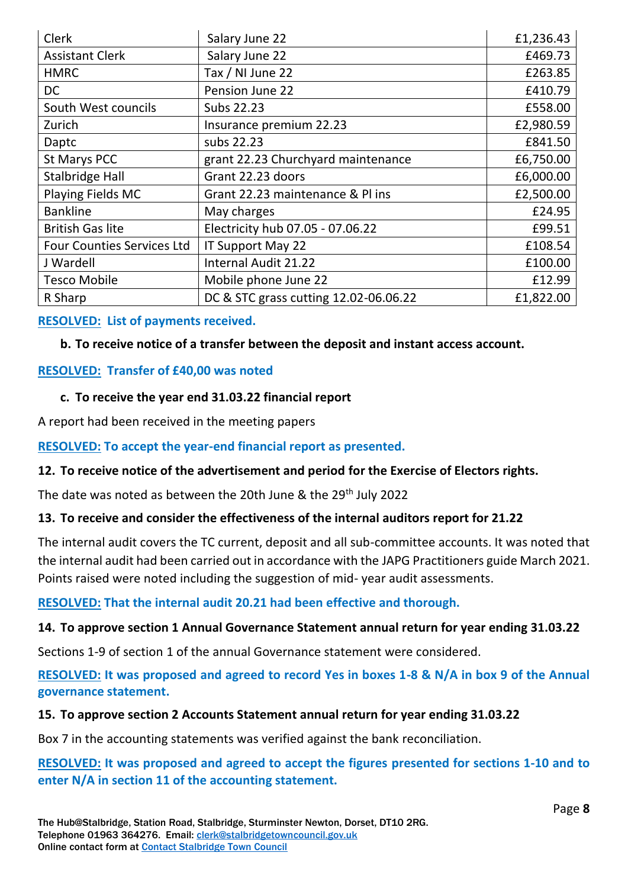| Clerk | Salary June 22 | £1,236.43 |
|---|---|---|
| Assistant Clerk | Salary June 22 | £469.73 |
| HMRC | Tax / NI June 22 | £263.85 |
| DC | Pension June 22 | £410.79 |
| South West councils | Subs 22.23 | £558.00 |
| Zurich | Insurance premium 22.23 | £2,980.59 |
| Daptc | subs 22.23 | £841.50 |
| St Marys PCC | grant 22.23 Churchyard maintenance | £6,750.00 |
| Stalbridge Hall | Grant 22.23 doors | £6,000.00 |
| Playing Fields MC | Grant 22.23 maintenance & Pl ins | £2,500.00 |
| Bankline | May charges | £24.95 |
| British Gas lite | Electricity hub 07.05 - 07.06.22 | £99.51 |
| Four Counties Services Ltd | IT Support May 22 | £108.54 |
| J Wardell | Internal Audit 21.22 | £100.00 |
| Tesco Mobile | Mobile phone June 22 | £12.99 |
| R Sharp | DC & STC grass cutting 12.02-06.06.22 | £1,822.00 |

**RESOLVED: List of payments received.**

**b. To receive notice of a transfer between the deposit and instant access account.**

**RESOLVED: Transfer of £40,00 was noted**

**c. To receive the year end 31.03.22 financial report**

A report had been received in the meeting papers

**RESOLVED: To accept the year-end financial report as presented.**

**12. To receive notice of the advertisement and period for the Exercise of Electors rights.**

The date was noted as between the 20th June & the 29th July 2022

**13. To receive and consider the effectiveness of the internal auditors report for 21.22**

The internal audit covers the TC current, deposit and all sub-committee accounts. It was noted that the internal audit had been carried out in accordance with the JAPG Practitioners guide March 2021. Points raised were noted including the suggestion of mid- year audit assessments.

**RESOLVED: That the internal audit 20.21 had been effective and thorough.**

**14. To approve section 1 Annual Governance Statement annual return for year ending 31.03.22**

Sections 1-9 of section 1 of the annual Governance statement were considered.

**RESOLVED: It was proposed and agreed to record Yes in boxes 1-8 & N/A in box 9 of the Annual governance statement.**

**15. To approve section 2 Accounts Statement annual return for year ending 31.03.22**

Box 7 in the accounting statements was verified against the bank reconciliation.

**RESOLVED: It was proposed and agreed to accept the figures presented for sections 1-10 and to enter N/A in section 11 of the accounting statement.**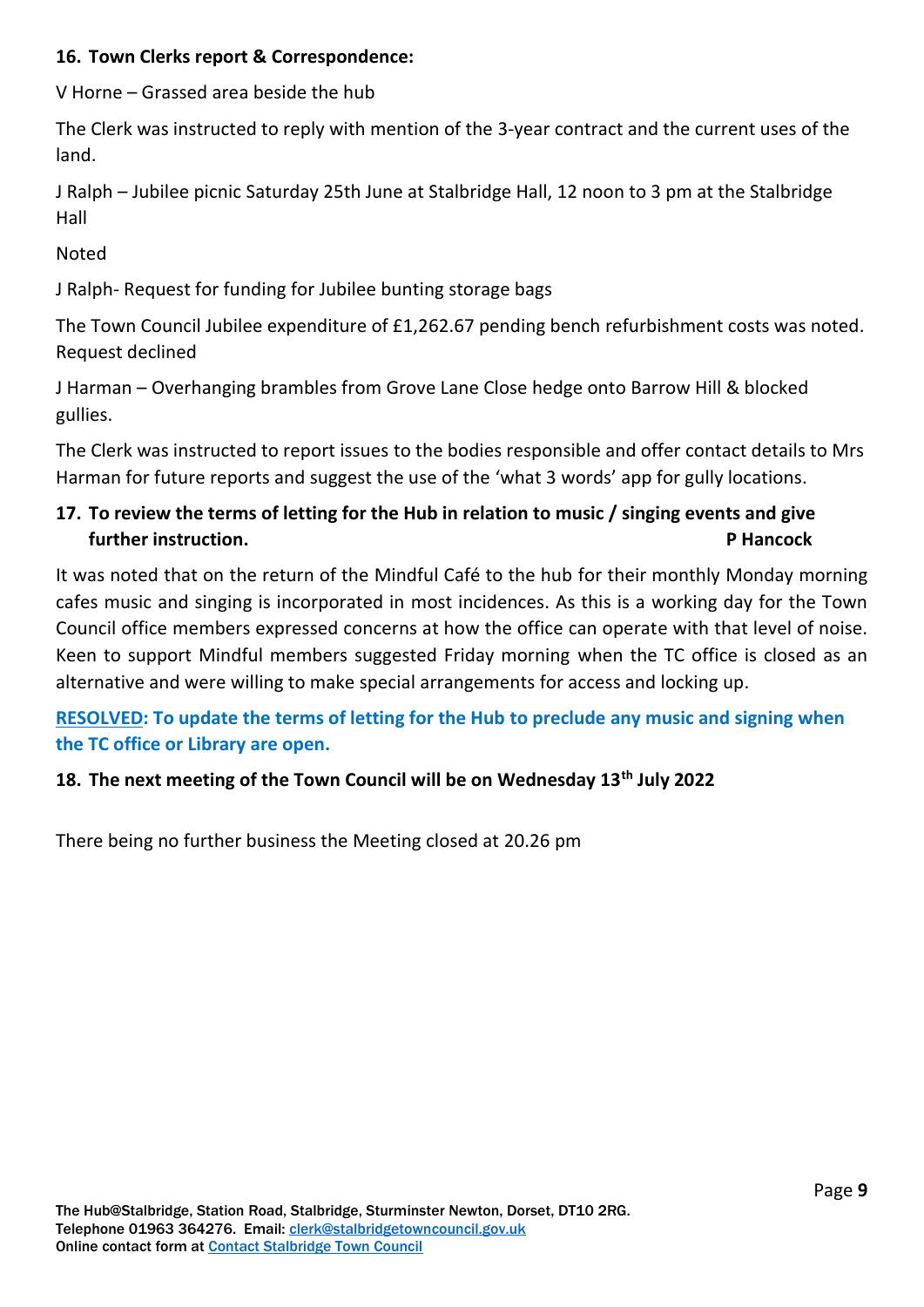## 16. Town Clerks report & Correspondence:

V Horne – Grassed area beside the hub

The Clerk was instructed to reply with mention of the 3-year contract and the current uses of the land.

J Ralph – Jubilee picnic Saturday 25th June at Stalbridge Hall, 12 noon to 3 pm at the Stalbridge Hall

Noted

J Ralph- Request for funding for Jubilee bunting storage bags

The Town Council Jubilee expenditure of £1,262.67 pending bench refurbishment costs was noted. Request declined

J Harman – Overhanging brambles from Grove Lane Close hedge onto Barrow Hill & blocked gullies.

The Clerk was instructed to report issues to the bodies responsible and offer contact details to Mrs Harman for future reports and suggest the use of the 'what 3 words' app for gully locations.

## 17. To review the terms of letting for the Hub in relation to music / singing events and give further instruction. P Hancock

It was noted that on the return of the Mindful Café to the hub for their monthly Monday morning cafes music and singing is incorporated in most incidences. As this is a working day for the Town Council office members expressed concerns at how the office can operate with that level of noise. Keen to support Mindful members suggested Friday morning when the TC office is closed as an alternative and were willing to make special arrangements for access and locking up.

**RESOLVED: To update the terms of letting for the Hub to preclude any music and signing when the TC office or Library are open.**

## 18. The next meeting of the Town Council will be on Wednesday 13th July 2022

There being no further business the Meeting closed at 20.26 pm